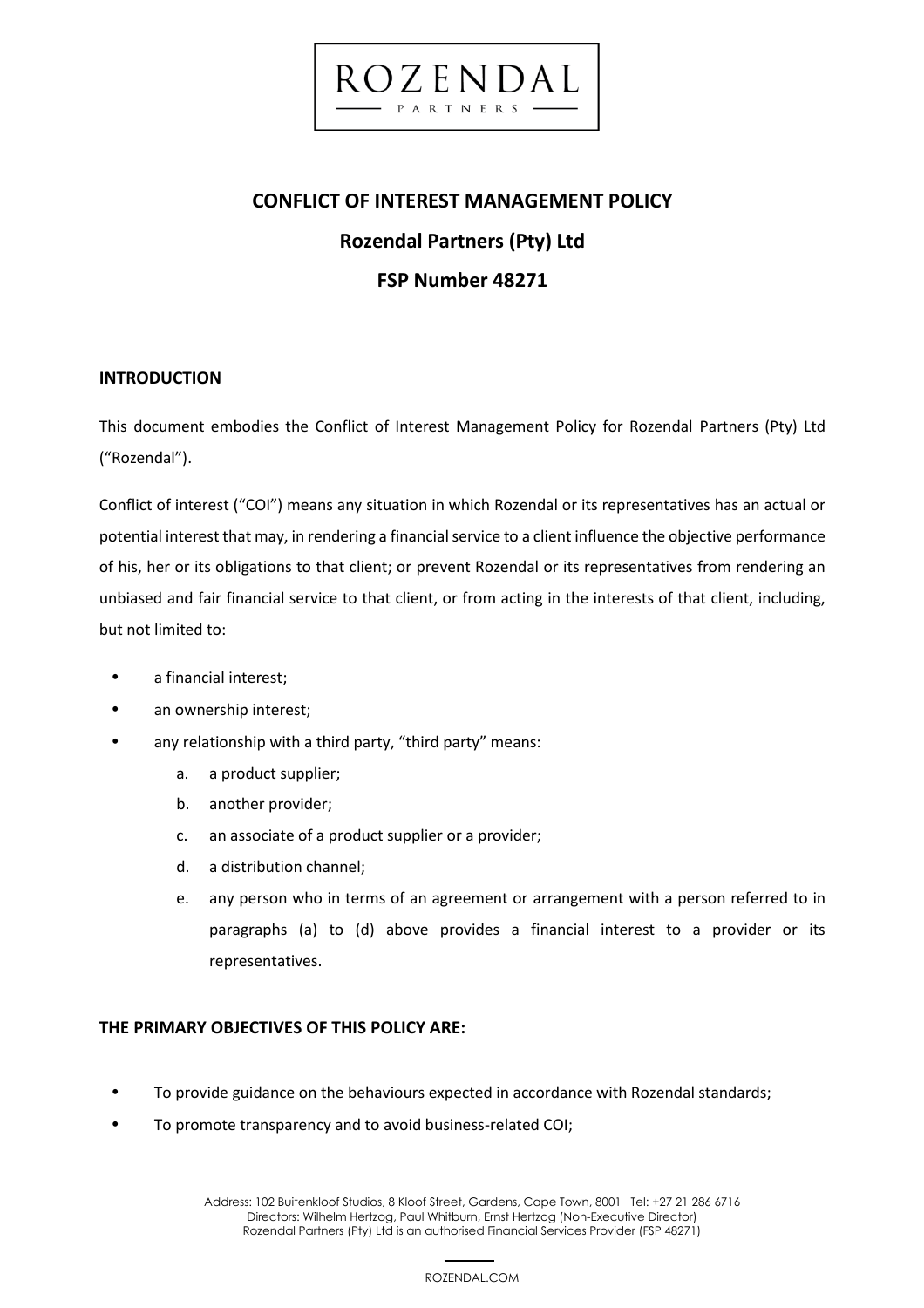# CONFLICT OF INTEREST MANAGEMENT POLICY

## Rozendal Partners (Pty) Ltd

## FSP Number 48271

### INTRODUCTION

This document embodies the Conflict of Interest Management Policy for Rozendal Partners (Pty) Ltd ("Rozendal").

Conflict of interest ("COI") means any situation in which Rozendal or its representatives has an actual or potential interest that may, in rendering a financial service to a client influence the objective performance of his, her or its obligations to that client; or prevent Rozendal or its representatives from rendering an unbiased and fair financial service to that client, or from acting in the interests of that client, including, but not limited to:

- a financial interest;
- an ownership interest;
- any relationship with a third party, "third party" means:
    a. a product supplier;
    b. another provider;
    c. an associate of a product supplier or a provider;
    d. a distribution channel;
    e. any person who in terms of an agreement or arrangement with a person referred to in paragraphs (a) to (d) above provides a financial interest to a provider or its representatives.

### THE PRIMARY OBJECTIVES OF THIS POLICY ARE:

- To provide guidance on the behaviours expected in accordance with Rozendal standards;
- To promote transparency and to avoid business-related COI;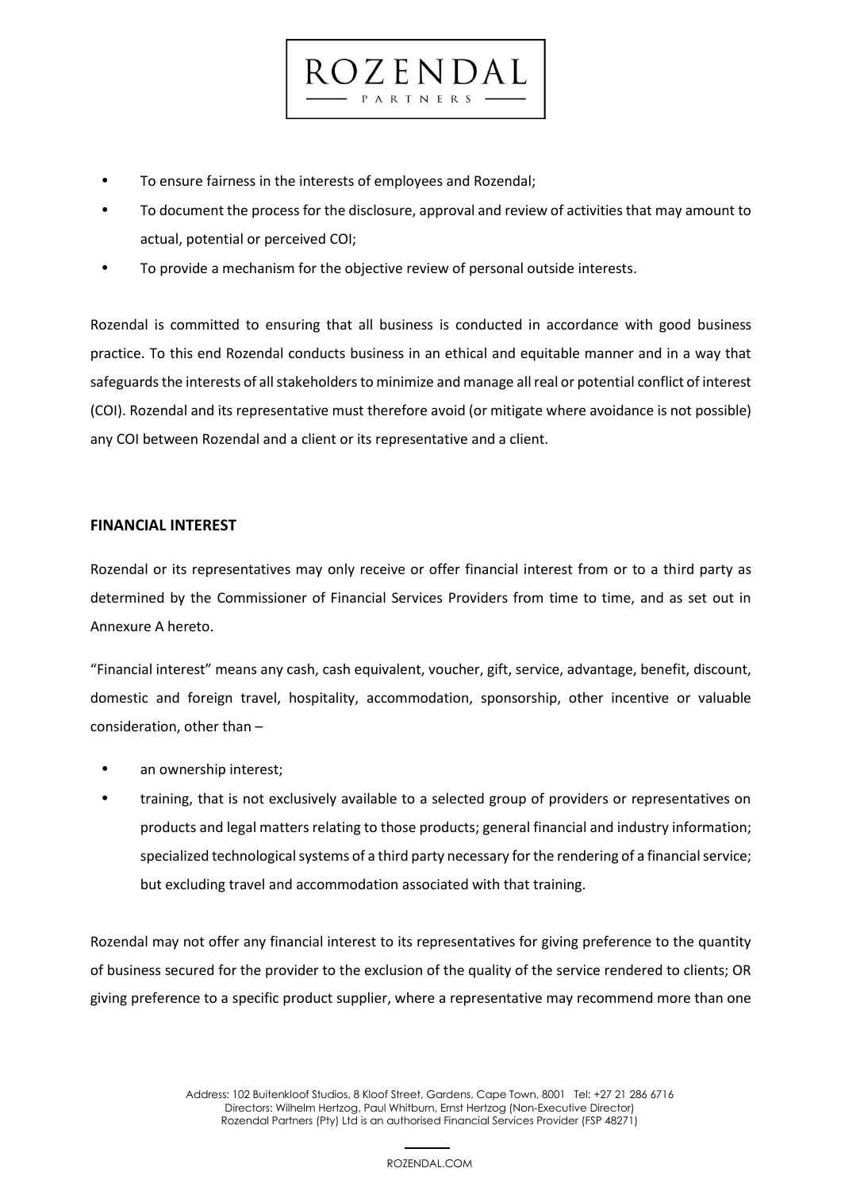- To ensure fairness in the interests of employees and Rozendal;
- To document the process for the disclosure, approval and review of activities that may amount to actual, potential or perceived COI;
- To provide a mechanism for the objective review of personal outside interests.

Rozendal is committed to ensuring that all business is conducted in accordance with good business practice. To this end Rozendal conducts business in an ethical and equitable manner and in a way that safeguards the interests of all stakeholders to minimize and manage all real or potential conflict of interest (COI). Rozendal and its representative must therefore avoid (or mitigate where avoidance is not possible) any COI between Rozendal and a client or its representative and a client.

## FINANCIAL INTEREST

Rozendal or its representatives may only receive or offer financial interest from or to a third party as determined by the Commissioner of Financial Services Providers from time to time, and as set out in Annexure A hereto.

"Financial interest" means any cash, cash equivalent, voucher, gift, service, advantage, benefit, discount, domestic and foreign travel, hospitality, accommodation, sponsorship, other incentive or valuable consideration, other than –

- an ownership interest;
- training, that is not exclusively available to a selected group of providers or representatives on products and legal matters relating to those products; general financial and industry information; specialized technological systems of a third party necessary for the rendering of a financial service; but excluding travel and accommodation associated with that training.

Rozendal may not offer any financial interest to its representatives for giving preference to the quantity of business secured for the provider to the exclusion of the quality of the service rendered to clients; OR giving preference to a specific product supplier, where a representative may recommend more than one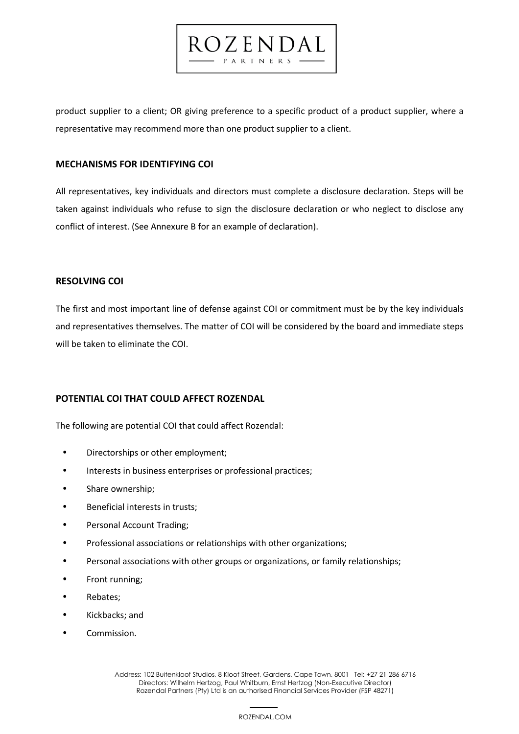product supplier to a client; OR giving preference to a specific product of a product supplier, where a representative may recommend more than one product supplier to a client.

## MECHANISMS FOR IDENTIFYING COI

All representatives, key individuals and directors must complete a disclosure declaration. Steps will be taken against individuals who refuse to sign the disclosure declaration or who neglect to disclose any conflict of interest. (See Annexure B for an example of declaration).

## RESOLVING COI

The first and most important line of defense against COI or commitment must be by the key individuals and representatives themselves. The matter of COI will be considered by the board and immediate steps will be taken to eliminate the COI.

## POTENTIAL COI THAT COULD AFFECT ROZENDAL

The following are potential COI that could affect Rozendal:

- Directorships or other employment;
- Interests in business enterprises or professional practices;
- Share ownership;
- Beneficial interests in trusts;
- Personal Account Trading;
- Professional associations or relationships with other organizations;
- Personal associations with other groups or organizations, or family relationships;
- Front running;
- Rebates;
- Kickbacks; and
- Commission.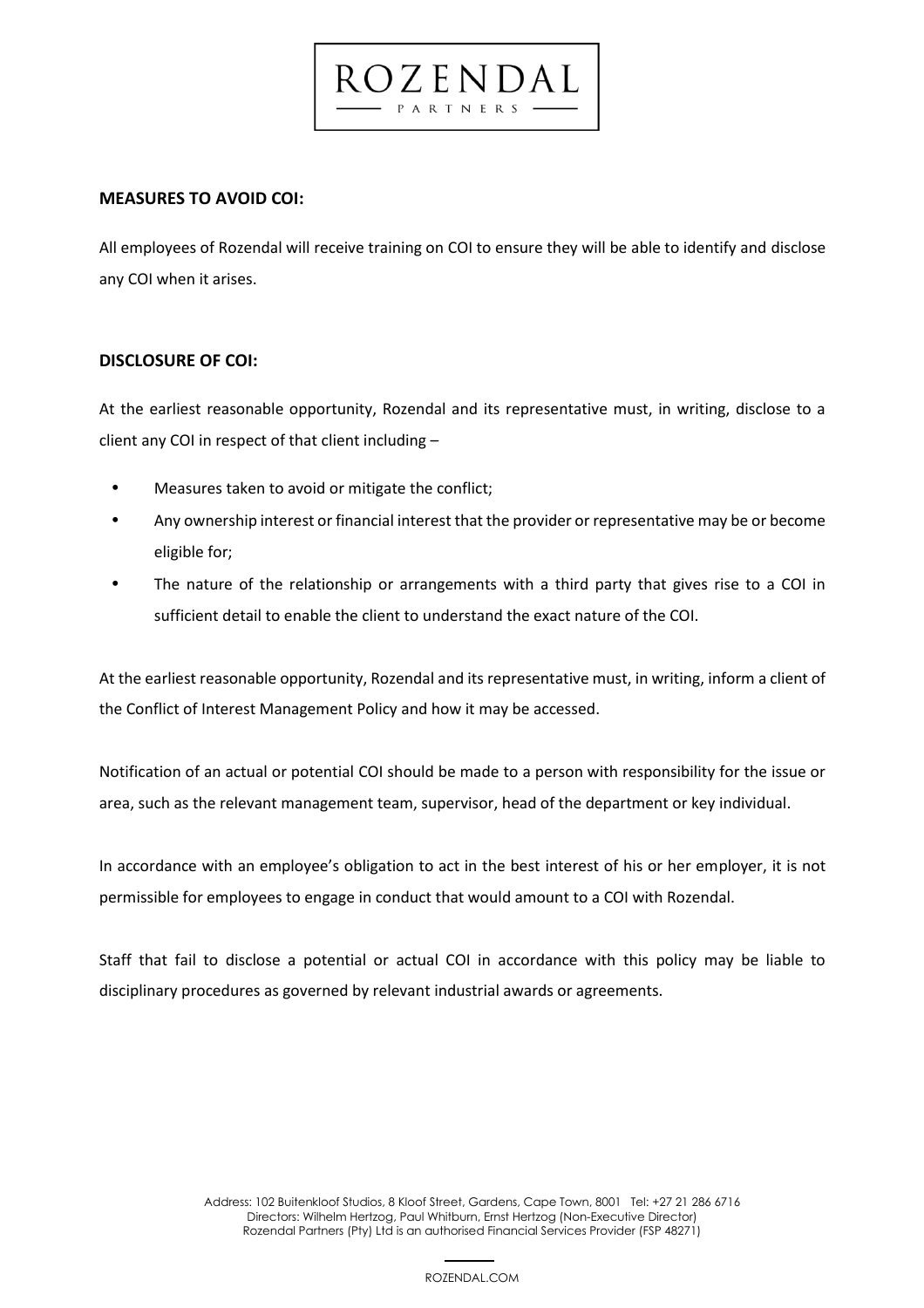**MEASURES TO AVOID COI:**

All employees of Rozendal will receive training on COI to ensure they will be able to identify and disclose any COI when it arises.

**DISCLOSURE OF COI:**

At the earliest reasonable opportunity, Rozendal and its representative must, in writing, disclose to a client any COI in respect of that client including –

- Measures taken to avoid or mitigate the conflict;
- Any ownership interest or financial interest that the provider or representative may be or become eligible for;
- The nature of the relationship or arrangements with a third party that gives rise to a COI in sufficient detail to enable the client to understand the exact nature of the COI.

At the earliest reasonable opportunity, Rozendal and its representative must, in writing, inform a client of the Conflict of Interest Management Policy and how it may be accessed.

Notification of an actual or potential COI should be made to a person with responsibility for the issue or area, such as the relevant management team, supervisor, head of the department or key individual.

In accordance with an employee's obligation to act in the best interest of his or her employer, it is not permissible for employees to engage in conduct that would amount to a COI with Rozendal.

Staff that fail to disclose a potential or actual COI in accordance with this policy may be liable to disciplinary procedures as governed by relevant industrial awards or agreements.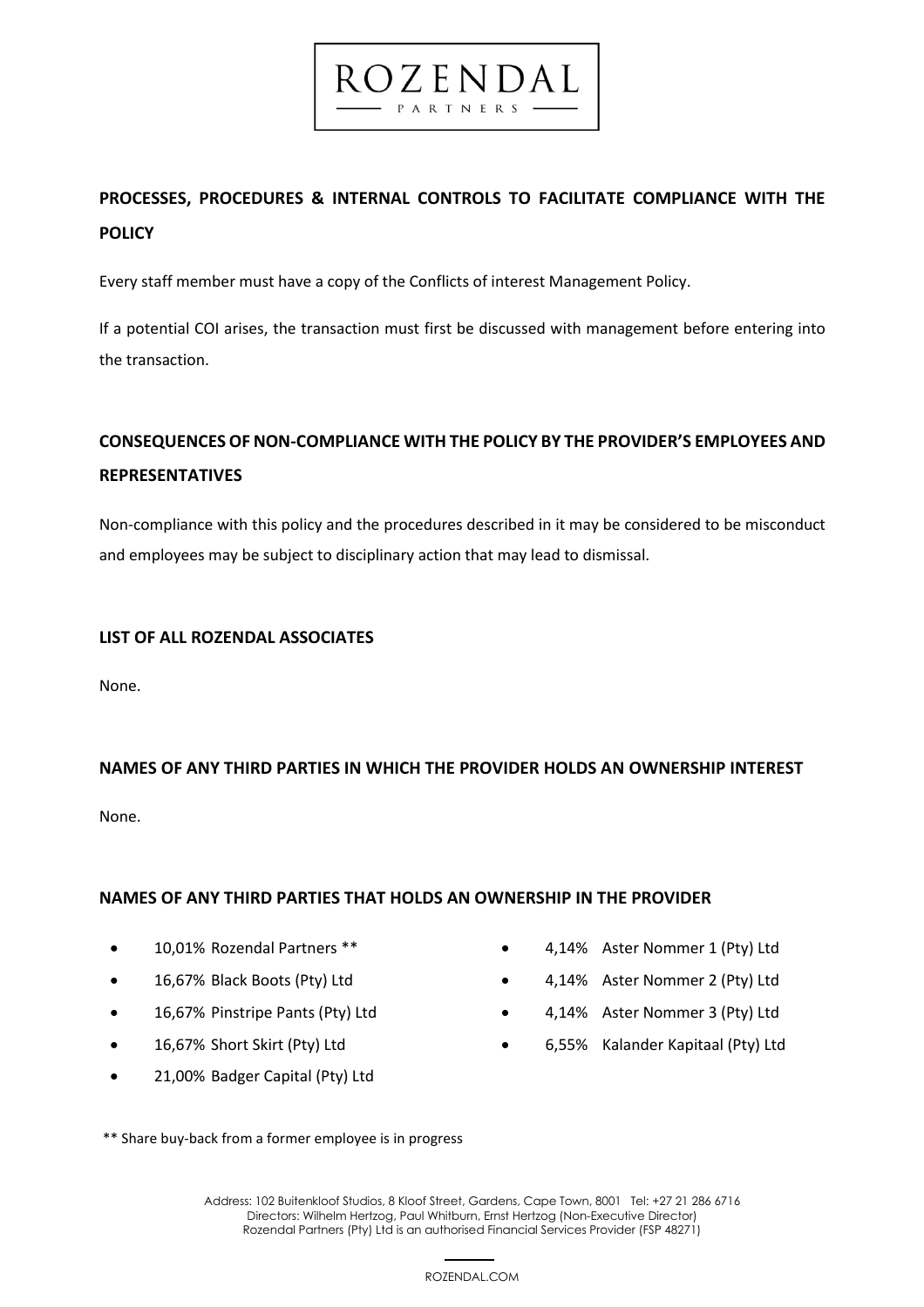## PROCESSES, PROCEDURES & INTERNAL CONTROLS TO FACILITATE COMPLIANCE WITH THE POLICY

Every staff member must have a copy of the Conflicts of interest Management Policy.

If a potential COI arises, the transaction must first be discussed with management before entering into the transaction.

## CONSEQUENCES OF NON-COMPLIANCE WITH THE POLICY BY THE PROVIDER'S EMPLOYEES AND REPRESENTATIVES

Non-compliance with this policy and the procedures described in it may be considered to be misconduct and employees may be subject to disciplinary action that may lead to dismissal.

### LIST OF ALL ROZENDAL ASSOCIATES

None.

### NAMES OF ANY THIRD PARTIES IN WHICH THE PROVIDER HOLDS AN OWNERSHIP INTEREST

None.

### NAMES OF ANY THIRD PARTIES THAT HOLDS AN OWNERSHIP IN THE PROVIDER

- 10,01% Rozendal Partners **
- 16,67% Black Boots (Pty) Ltd
- 16,67% Pinstripe Pants (Pty) Ltd
- 16,67% Short Skirt (Pty) Ltd
- 21,00% Badger Capital (Pty) Ltd
- 4,14% Aster Nommer 1 (Pty) Ltd
- 4,14% Aster Nommer 2 (Pty) Ltd
- 4,14% Aster Nommer 3 (Pty) Ltd
- 6,55% Kalander Kapitaal (Pty) Ltd

** Share buy-back from a former employee is in progress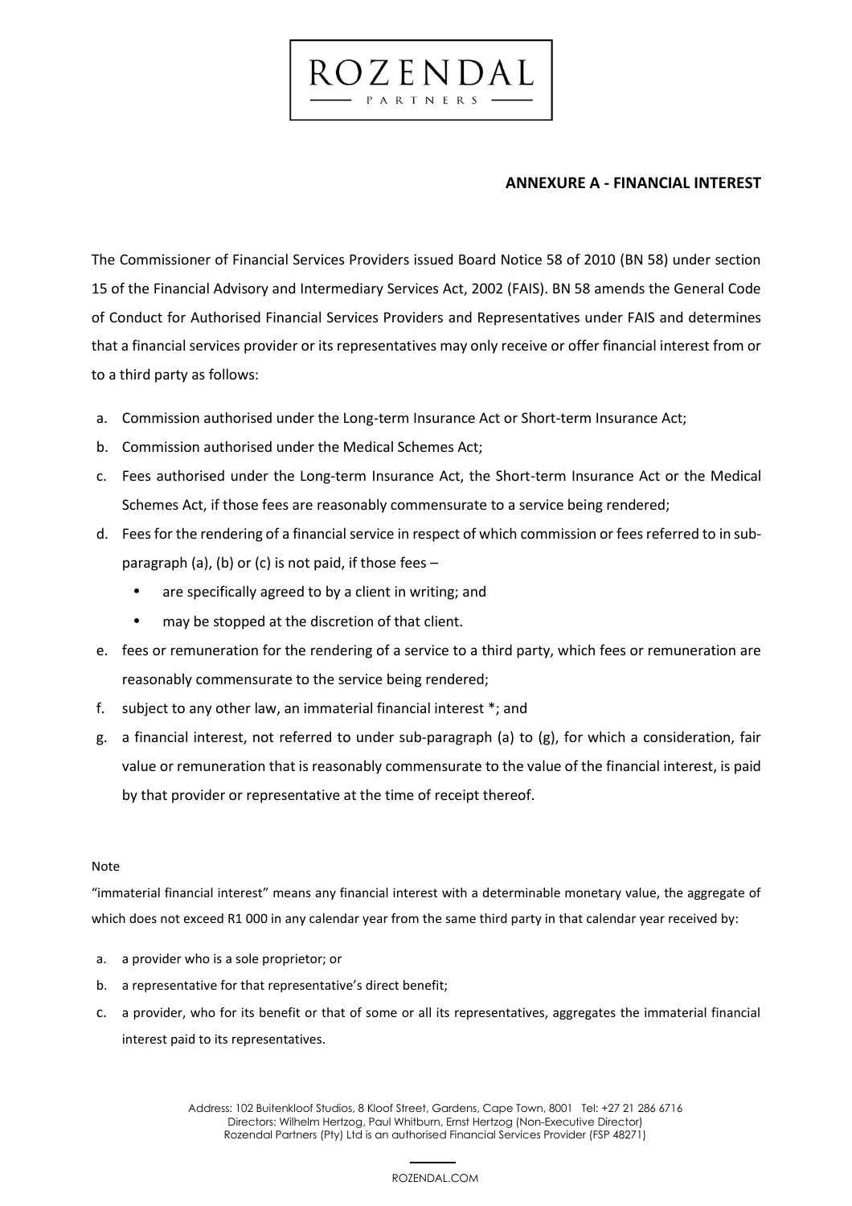## ANNEXURE A - FINANCIAL INTEREST

The Commissioner of Financial Services Providers issued Board Notice 58 of 2010 (BN 58) under section 15 of the Financial Advisory and Intermediary Services Act, 2002 (FAIS). BN 58 amends the General Code of Conduct for Authorised Financial Services Providers and Representatives under FAIS and determines that a financial services provider or its representatives may only receive or offer financial interest from or to a third party as follows:

a. Commission authorised under the Long-term Insurance Act or Short-term Insurance Act;
b. Commission authorised under the Medical Schemes Act;
c. Fees authorised under the Long-term Insurance Act, the Short-term Insurance Act or the Medical Schemes Act, if those fees are reasonably commensurate to a service being rendered;
d. Fees for the rendering of a financial service in respect of which commission or fees referred to in sub-paragraph (a), (b) or (c) is not paid, if those fees –
    - are specifically agreed to by a client in writing; and
    - may be stopped at the discretion of that client.
e. fees or remuneration for the rendering of a service to a third party, which fees or remuneration are reasonably commensurate to the service being rendered;
f. subject to any other law, an immaterial financial interest *; and
g. a financial interest, not referred to under sub-paragraph (a) to (g), for which a consideration, fair value or remuneration that is reasonably commensurate to the value of the financial interest, is paid by that provider or representative at the time of receipt thereof.

Note

"immaterial financial interest" means any financial interest with a determinable monetary value, the aggregate of which does not exceed R1 000 in any calendar year from the same third party in that calendar year received by:

a. a provider who is a sole proprietor; or
b. a representative for that representative's direct benefit;
c. a provider, who for its benefit or that of some or all its representatives, aggregates the immaterial financial interest paid to its representatives.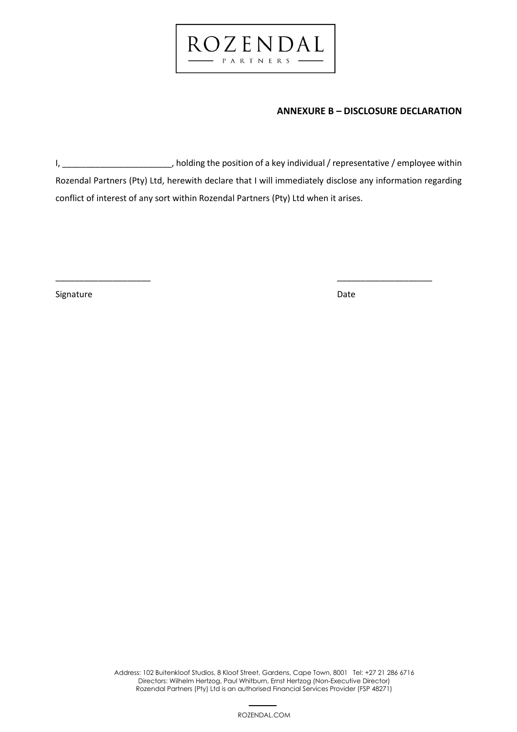## ANNEXURE B – DISCLOSURE DECLARATION

I, _______________________, holding the position of a key individual / representative / employee within Rozendal Partners (Pty) Ltd, herewith declare that I will immediately disclose any information regarding conflict of interest of any sort within Rozendal Partners (Pty) Ltd when it arises.

____________________ ____________________

Signature Date